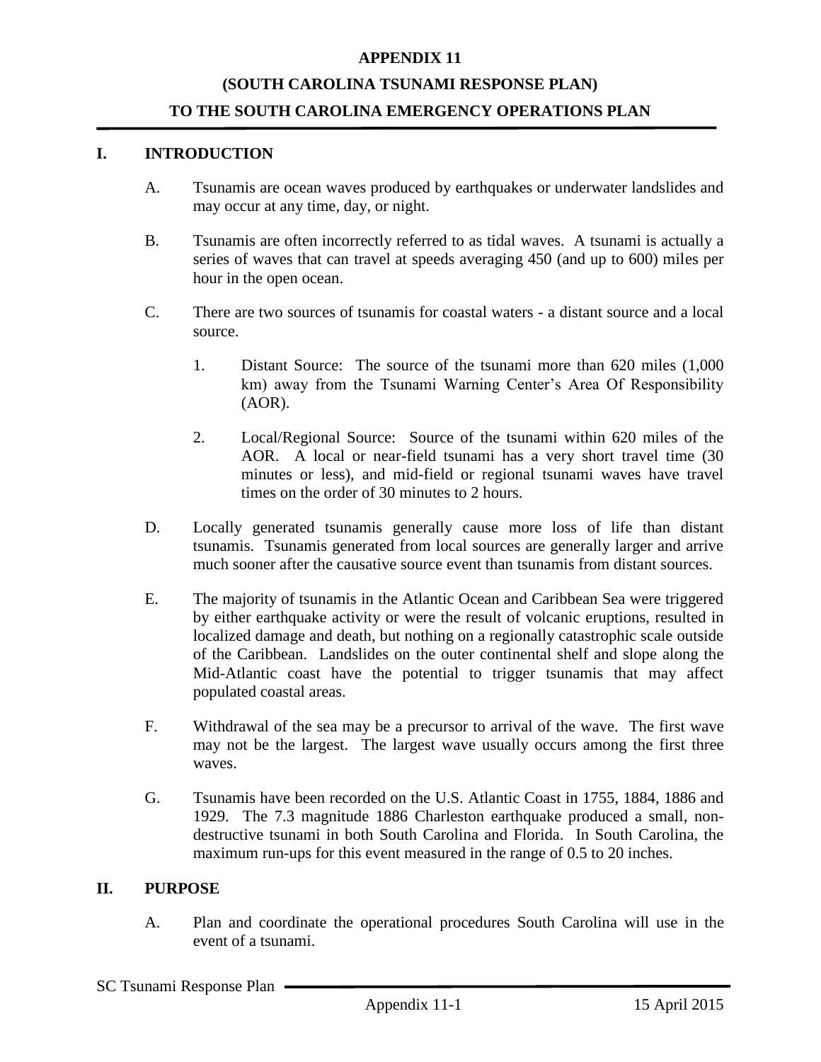# APPENDIX 11

# (SOUTH CAROLINA TSUNAMI RESPONSE PLAN)

# TO THE SOUTH CAROLINA EMERGENCY OPERATIONS PLAN

## I. INTRODUCTION

A. Tsunamis are ocean waves produced by earthquakes or underwater landslides and may occur at any time, day, or night.

B. Tsunamis are often incorrectly referred to as tidal waves. A tsunami is actually a series of waves that can travel at speeds averaging 450 (and up to 600) miles per hour in the open ocean.

C. There are two sources of tsunamis for coastal waters - a distant source and a local source.

1. Distant Source: The source of the tsunami more than 620 miles (1,000 km) away from the Tsunami Warning Center's Area Of Responsibility (AOR).

2. Local/Regional Source: Source of the tsunami within 620 miles of the AOR. A local or near-field tsunami has a very short travel time (30 minutes or less), and mid-field or regional tsunami waves have travel times on the order of 30 minutes to 2 hours.

D. Locally generated tsunamis generally cause more loss of life than distant tsunamis. Tsunamis generated from local sources are generally larger and arrive much sooner after the causative source event than tsunamis from distant sources.

E. The majority of tsunamis in the Atlantic Ocean and Caribbean Sea were triggered by either earthquake activity or were the result of volcanic eruptions, resulted in localized damage and death, but nothing on a regionally catastrophic scale outside of the Caribbean. Landslides on the outer continental shelf and slope along the Mid-Atlantic coast have the potential to trigger tsunamis that may affect populated coastal areas.

F. Withdrawal of the sea may be a precursor to arrival of the wave. The first wave may not be the largest. The largest wave usually occurs among the first three waves.

G. Tsunamis have been recorded on the U.S. Atlantic Coast in 1755, 1884, 1886 and 1929. The 7.3 magnitude 1886 Charleston earthquake produced a small, non-destructive tsunami in both South Carolina and Florida. In South Carolina, the maximum run-ups for this event measured in the range of 0.5 to 20 inches.

## II. PURPOSE

A. Plan and coordinate the operational procedures South Carolina will use in the event of a tsunami.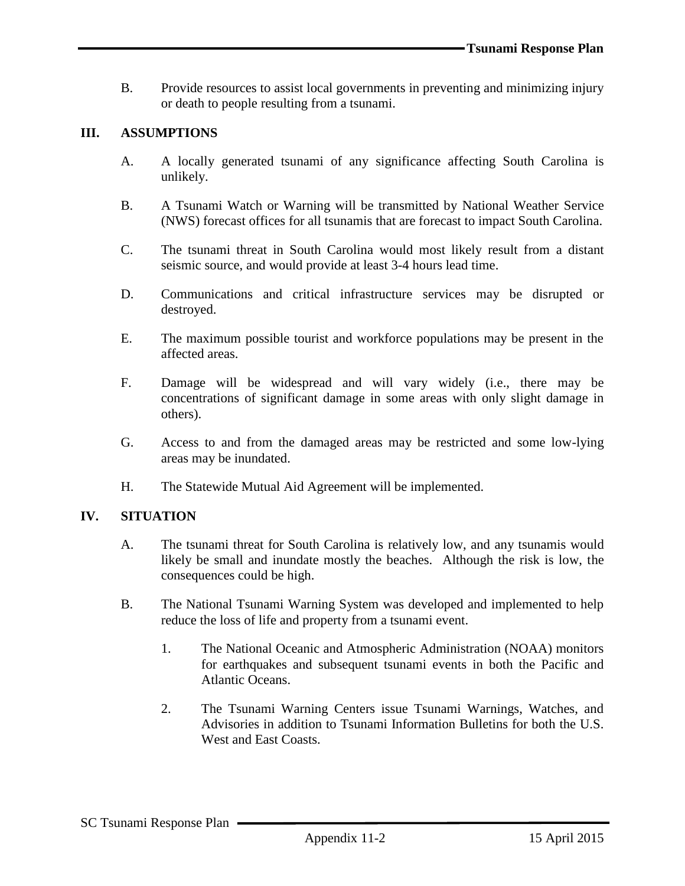B. Provide resources to assist local governments in preventing and minimizing injury or death to people resulting from a tsunami.

## III. ASSUMPTIONS

A. A locally generated tsunami of any significance affecting South Carolina is unlikely.

B. A Tsunami Watch or Warning will be transmitted by National Weather Service (NWS) forecast offices for all tsunamis that are forecast to impact South Carolina.

C. The tsunami threat in South Carolina would most likely result from a distant seismic source, and would provide at least 3-4 hours lead time.

D. Communications and critical infrastructure services may be disrupted or destroyed.

E. The maximum possible tourist and workforce populations may be present in the affected areas.

F. Damage will be widespread and will vary widely (i.e., there may be concentrations of significant damage in some areas with only slight damage in others).

G. Access to and from the damaged areas may be restricted and some low-lying areas may be inundated.

H. The Statewide Mutual Aid Agreement will be implemented.

## IV. SITUATION

A. The tsunami threat for South Carolina is relatively low, and any tsunamis would likely be small and inundate mostly the beaches. Although the risk is low, the consequences could be high.

B. The National Tsunami Warning System was developed and implemented to help reduce the loss of life and property from a tsunami event.

1. The National Oceanic and Atmospheric Administration (NOAA) monitors for earthquakes and subsequent tsunami events in both the Pacific and Atlantic Oceans.

2. The Tsunami Warning Centers issue Tsunami Warnings, Watches, and Advisories in addition to Tsunami Information Bulletins for both the U.S. West and East Coasts.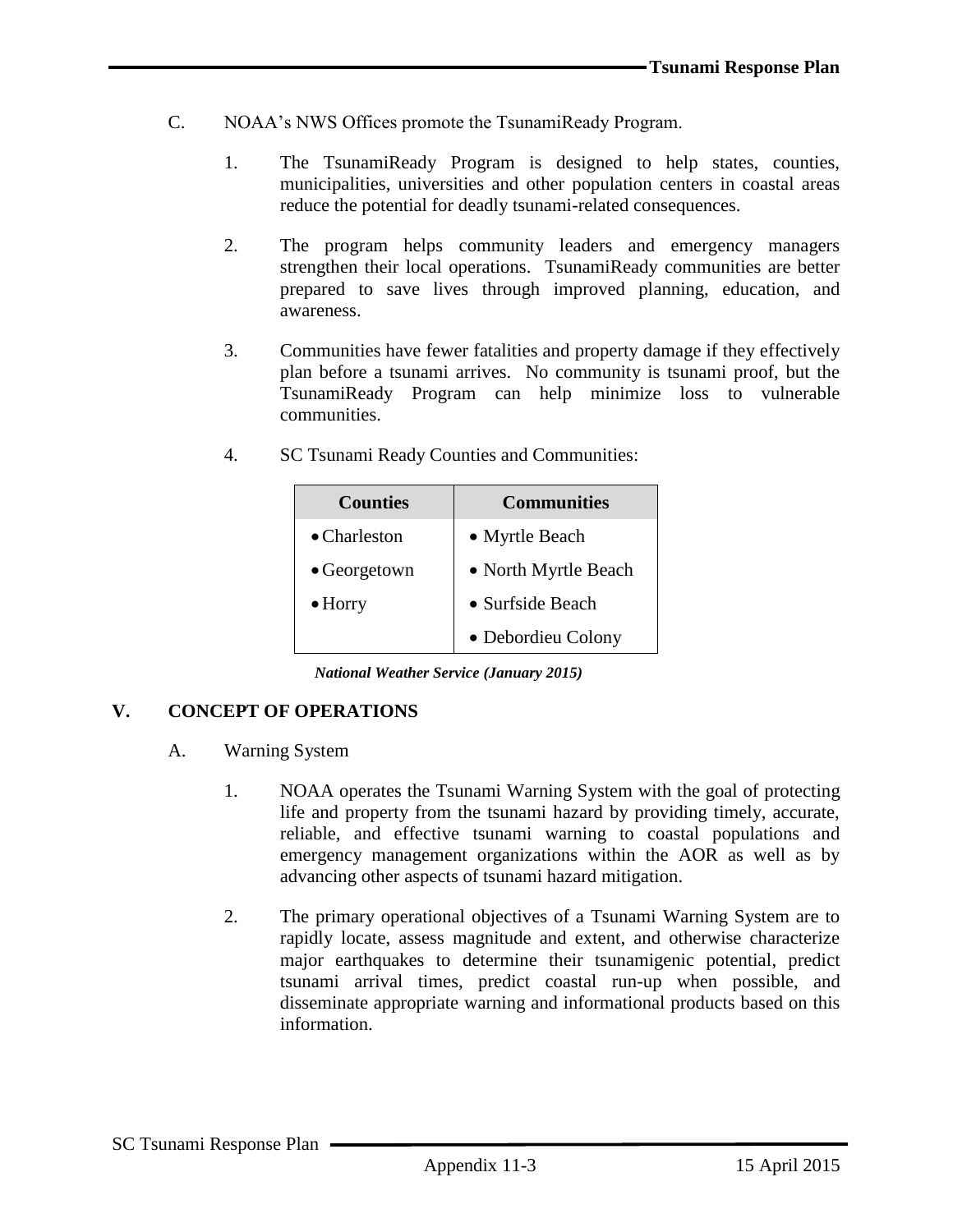C. NOAA's NWS Offices promote the TsunamiReady Program.

1. The TsunamiReady Program is designed to help states, counties, municipalities, universities and other population centers in coastal areas reduce the potential for deadly tsunami-related consequences.

2. The program helps community leaders and emergency managers strengthen their local operations. TsunamiReady communities are better prepared to save lives through improved planning, education, and awareness.

3. Communities have fewer fatalities and property damage if they effectively plan before a tsunami arrives. No community is tsunami proof, but the TsunamiReady Program can help minimize loss to vulnerable communities.

4. SC Tsunami Ready Counties and Communities:

| Counties | Communities |
|---|---|
| • Charleston | • Myrtle Beach |
| • Georgetown | • North Myrtle Beach |
| • Horry | • Surfside Beach |
| | • Debordieu Colony |

***National Weather Service (January 2015)***

## V. CONCEPT OF OPERATIONS

A. Warning System

1. NOAA operates the Tsunami Warning System with the goal of protecting life and property from the tsunami hazard by providing timely, accurate, reliable, and effective tsunami warning to coastal populations and emergency management organizations within the AOR as well as by advancing other aspects of tsunami hazard mitigation.

2. The primary operational objectives of a Tsunami Warning System are to rapidly locate, assess magnitude and extent, and otherwise characterize major earthquakes to determine their tsunamigenic potential, predict tsunami arrival times, predict coastal run-up when possible, and disseminate appropriate warning and informational products based on this information.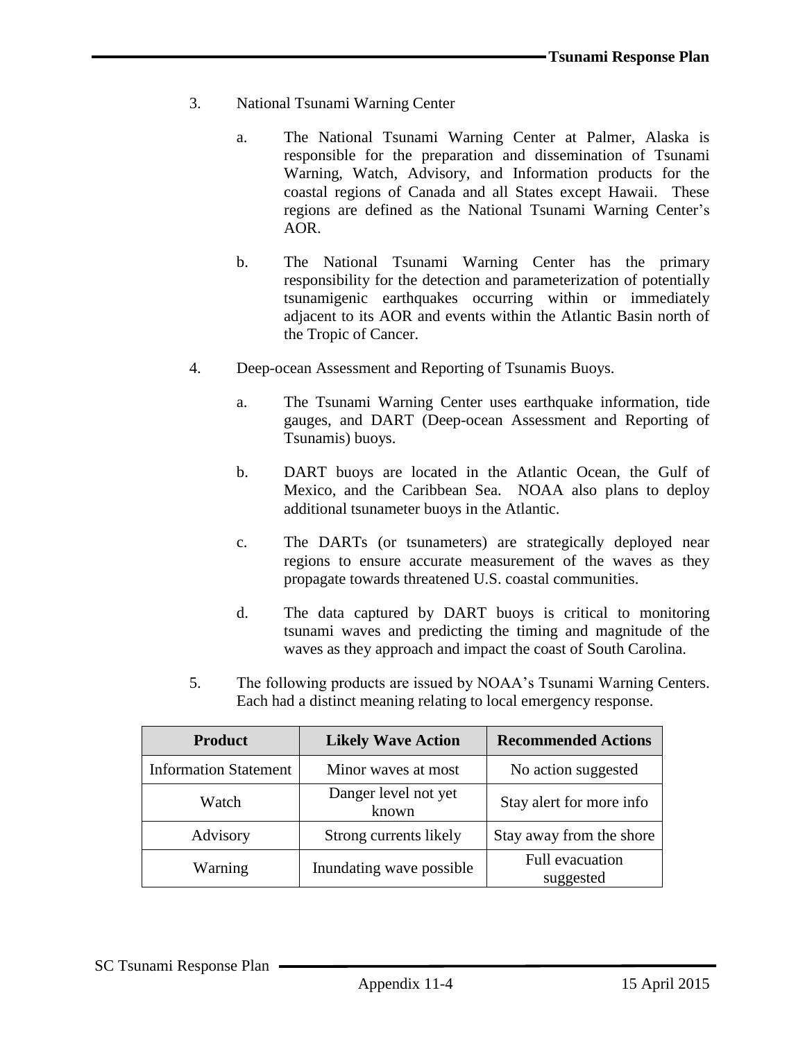3. National Tsunami Warning Center

   a. The National Tsunami Warning Center at Palmer, Alaska is responsible for the preparation and dissemination of Tsunami Warning, Watch, Advisory, and Information products for the coastal regions of Canada and all States except Hawaii. These regions are defined as the National Tsunami Warning Center's AOR.

   b. The National Tsunami Warning Center has the primary responsibility for the detection and parameterization of potentially tsunamigenic earthquakes occurring within or immediately adjacent to its AOR and events within the Atlantic Basin north of the Tropic of Cancer.

4. Deep-ocean Assessment and Reporting of Tsunamis Buoys.

   a. The Tsunami Warning Center uses earthquake information, tide gauges, and DART (Deep-ocean Assessment and Reporting of Tsunamis) buoys.

   b. DART buoys are located in the Atlantic Ocean, the Gulf of Mexico, and the Caribbean Sea. NOAA also plans to deploy additional tsunameter buoys in the Atlantic.

   c. The DARTs (or tsunameters) are strategically deployed near regions to ensure accurate measurement of the waves as they propagate towards threatened U.S. coastal communities.

   d. The data captured by DART buoys is critical to monitoring tsunami waves and predicting the timing and magnitude of the waves as they approach and impact the coast of South Carolina.

5. The following products are issued by NOAA's Tsunami Warning Centers. Each had a distinct meaning relating to local emergency response.

| Product | Likely Wave Action | Recommended Actions |
|---|---|---|
| Information Statement | Minor waves at most | No action suggested |
| Watch | Danger level not yet known | Stay alert for more info |
| Advisory | Strong currents likely | Stay away from the shore |
| Warning | Inundating wave possible | Full evacuation suggested |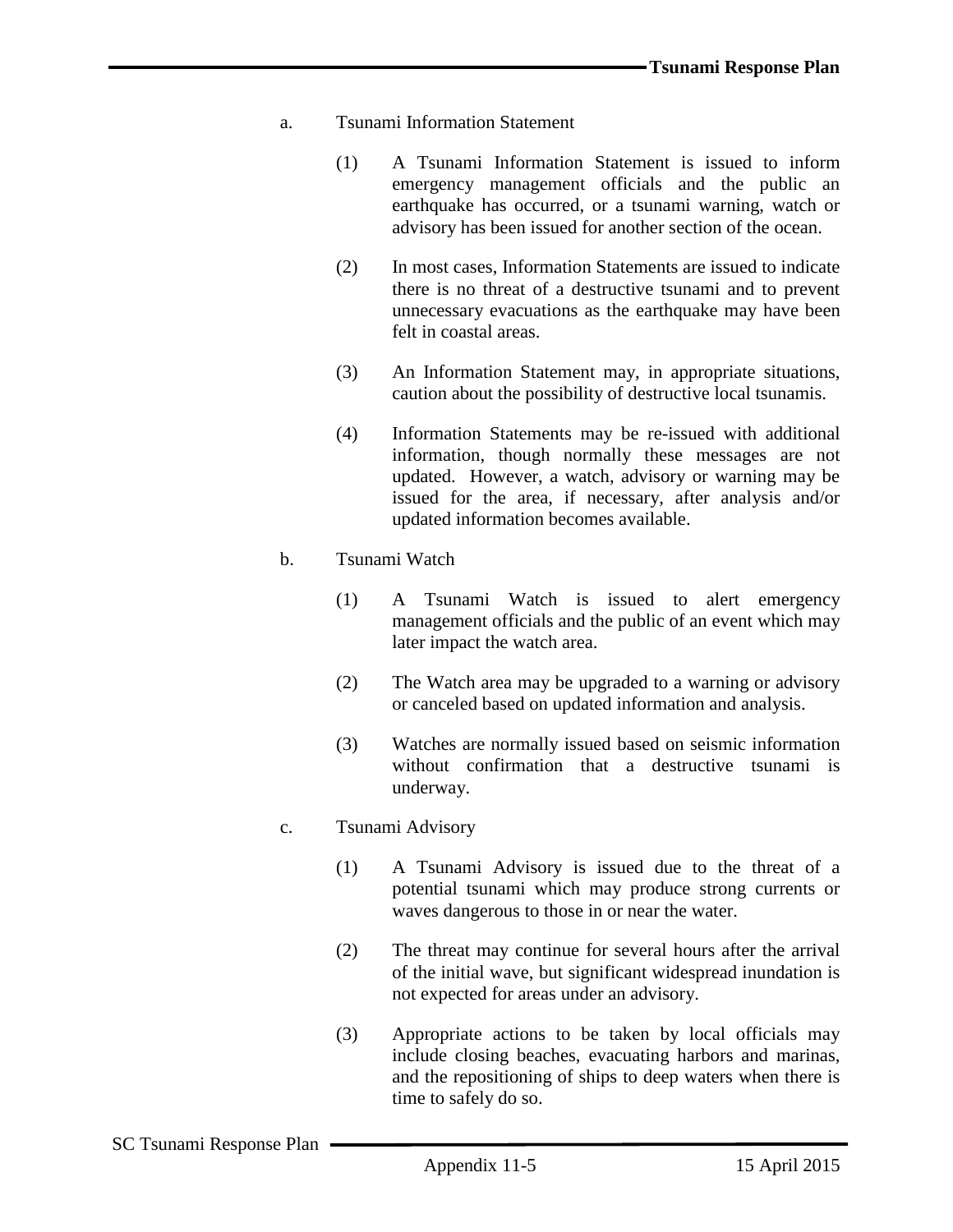a. Tsunami Information Statement

(1) A Tsunami Information Statement is issued to inform emergency management officials and the public an earthquake has occurred, or a tsunami warning, watch or advisory has been issued for another section of the ocean.

(2) In most cases, Information Statements are issued to indicate there is no threat of a destructive tsunami and to prevent unnecessary evacuations as the earthquake may have been felt in coastal areas.

(3) An Information Statement may, in appropriate situations, caution about the possibility of destructive local tsunamis.

(4) Information Statements may be re-issued with additional information, though normally these messages are not updated. However, a watch, advisory or warning may be issued for the area, if necessary, after analysis and/or updated information becomes available.

b. Tsunami Watch

(1) A Tsunami Watch is issued to alert emergency management officials and the public of an event which may later impact the watch area.

(2) The Watch area may be upgraded to a warning or advisory or canceled based on updated information and analysis.

(3) Watches are normally issued based on seismic information without confirmation that a destructive tsunami is underway.

c. Tsunami Advisory

(1) A Tsunami Advisory is issued due to the threat of a potential tsunami which may produce strong currents or waves dangerous to those in or near the water.

(2) The threat may continue for several hours after the arrival of the initial wave, but significant widespread inundation is not expected for areas under an advisory.

(3) Appropriate actions to be taken by local officials may include closing beaches, evacuating harbors and marinas, and the repositioning of ships to deep waters when there is time to safely do so.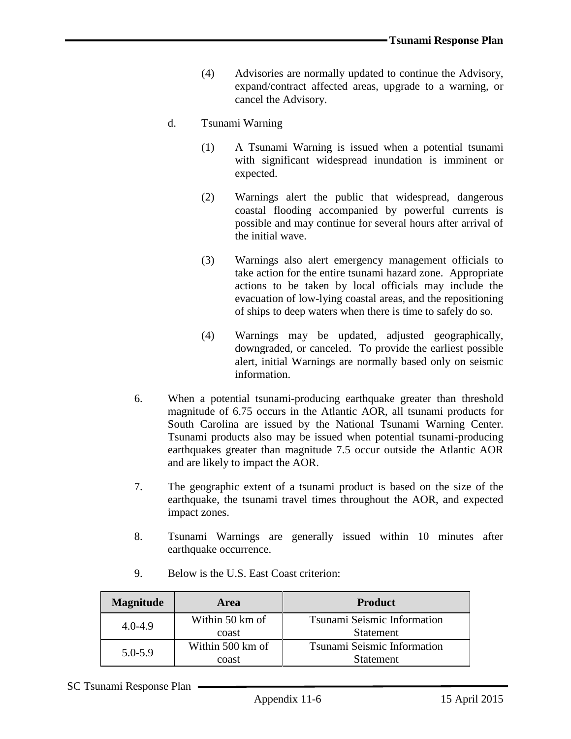(4) Advisories are normally updated to continue the Advisory, expand/contract affected areas, upgrade to a warning, or cancel the Advisory.

d. Tsunami Warning

(1) A Tsunami Warning is issued when a potential tsunami with significant widespread inundation is imminent or expected.

(2) Warnings alert the public that widespread, dangerous coastal flooding accompanied by powerful currents is possible and may continue for several hours after arrival of the initial wave.

(3) Warnings also alert emergency management officials to take action for the entire tsunami hazard zone. Appropriate actions to be taken by local officials may include the evacuation of low-lying coastal areas, and the repositioning of ships to deep waters when there is time to safely do so.

(4) Warnings may be updated, adjusted geographically, downgraded, or canceled. To provide the earliest possible alert, initial Warnings are normally based only on seismic information.

6. When a potential tsunami-producing earthquake greater than threshold magnitude of 6.75 occurs in the Atlantic AOR, all tsunami products for South Carolina are issued by the National Tsunami Warning Center. Tsunami products also may be issued when potential tsunami-producing earthquakes greater than magnitude 7.5 occur outside the Atlantic AOR and are likely to impact the AOR.

7. The geographic extent of a tsunami product is based on the size of the earthquake, the tsunami travel times throughout the AOR, and expected impact zones.

8. Tsunami Warnings are generally issued within 10 minutes after earthquake occurrence.

9. Below is the U.S. East Coast criterion:

| Magnitude | Area | Product |
|---|---|---|
| 4.0-4.9 | Within 50 km of coast | Tsunami Seismic Information Statement |
| 5.0-5.9 | Within 500 km of coast | Tsunami Seismic Information Statement |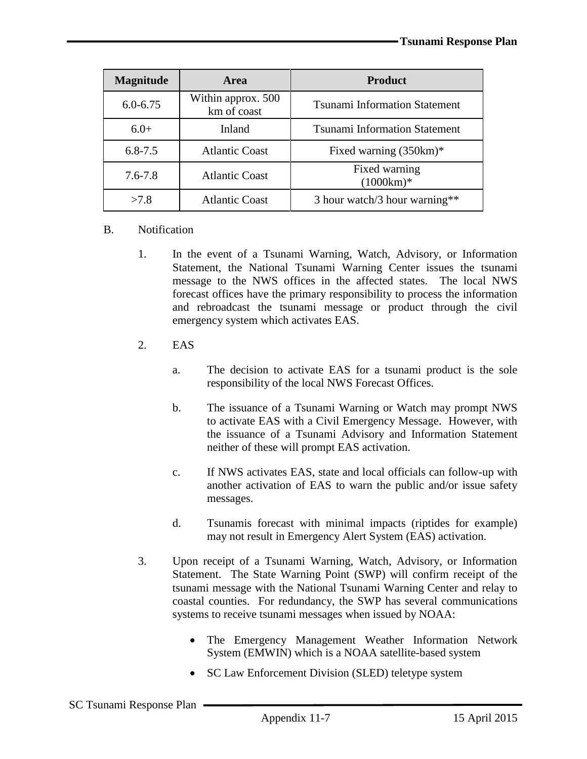| Magnitude | Area | Product |
|---|---|---|
| 6.0-6.75 | Within approx. 500 km of coast | Tsunami Information Statement |
| 6.0+ | Inland | Tsunami Information Statement |
| 6.8-7.5 | Atlantic Coast | Fixed warning (350km)* |
| 7.6-7.8 | Atlantic Coast | Fixed warning (1000km)* |
| >7.8 | Atlantic Coast | 3 hour watch/3 hour warning** |

B. Notification

1. In the event of a Tsunami Warning, Watch, Advisory, or Information Statement, the National Tsunami Warning Center issues the tsunami message to the NWS offices in the affected states. The local NWS forecast offices have the primary responsibility to process the information and rebroadcast the tsunami message or product through the civil emergency system which activates EAS.

2. EAS

   a. The decision to activate EAS for a tsunami product is the sole responsibility of the local NWS Forecast Offices.

   b. The issuance of a Tsunami Warning or Watch may prompt NWS to activate EAS with a Civil Emergency Message. However, with the issuance of a Tsunami Advisory and Information Statement neither of these will prompt EAS activation.

   c. If NWS activates EAS, state and local officials can follow-up with another activation of EAS to warn the public and/or issue safety messages.

   d. Tsunamis forecast with minimal impacts (riptides for example) may not result in Emergency Alert System (EAS) activation.

3. Upon receipt of a Tsunami Warning, Watch, Advisory, or Information Statement. The State Warning Point (SWP) will confirm receipt of the tsunami message with the National Tsunami Warning Center and relay to coastal counties. For redundancy, the SWP has several communications systems to receive tsunami messages when issued by NOAA:

   - The Emergency Management Weather Information Network System (EMWIN) which is a NOAA satellite-based system
   - SC Law Enforcement Division (SLED) teletype system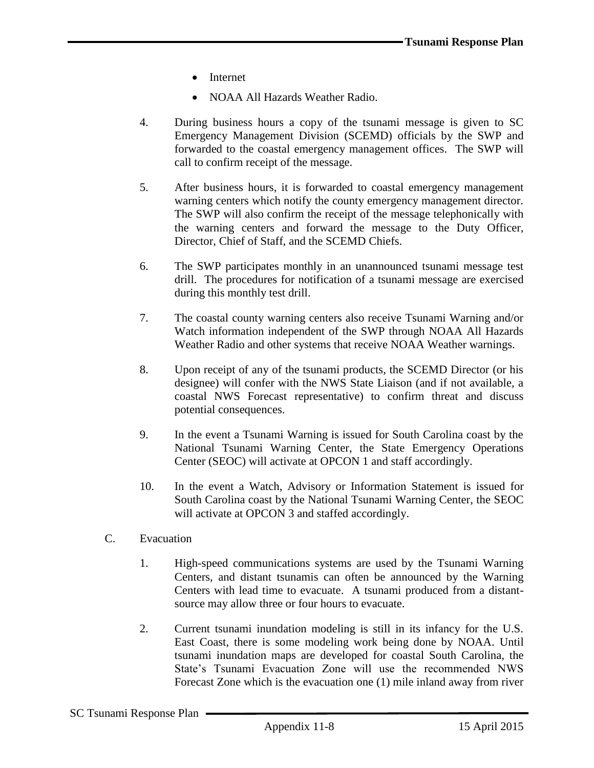- Internet
- NOAA All Hazards Weather Radio.

4. During business hours a copy of the tsunami message is given to SC Emergency Management Division (SCEMD) officials by the SWP and forwarded to the coastal emergency management offices. The SWP will call to confirm receipt of the message.

5. After business hours, it is forwarded to coastal emergency management warning centers which notify the county emergency management director. The SWP will also confirm the receipt of the message telephonically with the warning centers and forward the message to the Duty Officer, Director, Chief of Staff, and the SCEMD Chiefs.

6. The SWP participates monthly in an unannounced tsunami message test drill. The procedures for notification of a tsunami message are exercised during this monthly test drill.

7. The coastal county warning centers also receive Tsunami Warning and/or Watch information independent of the SWP through NOAA All Hazards Weather Radio and other systems that receive NOAA Weather warnings.

8. Upon receipt of any of the tsunami products, the SCEMD Director (or his designee) will confer with the NWS State Liaison (and if not available, a coastal NWS Forecast representative) to confirm threat and discuss potential consequences.

9. In the event a Tsunami Warning is issued for South Carolina coast by the National Tsunami Warning Center, the State Emergency Operations Center (SEOC) will activate at OPCON 1 and staff accordingly.

10. In the event a Watch, Advisory or Information Statement is issued for South Carolina coast by the National Tsunami Warning Center, the SEOC will activate at OPCON 3 and staffed accordingly.

C. Evacuation

1. High-speed communications systems are used by the Tsunami Warning Centers, and distant tsunamis can often be announced by the Warning Centers with lead time to evacuate. A tsunami produced from a distant-source may allow three or four hours to evacuate.

2. Current tsunami inundation modeling is still in its infancy for the U.S. East Coast, there is some modeling work being done by NOAA. Until tsunami inundation maps are developed for coastal South Carolina, the State's Tsunami Evacuation Zone will use the recommended NWS Forecast Zone which is the evacuation one (1) mile inland away from river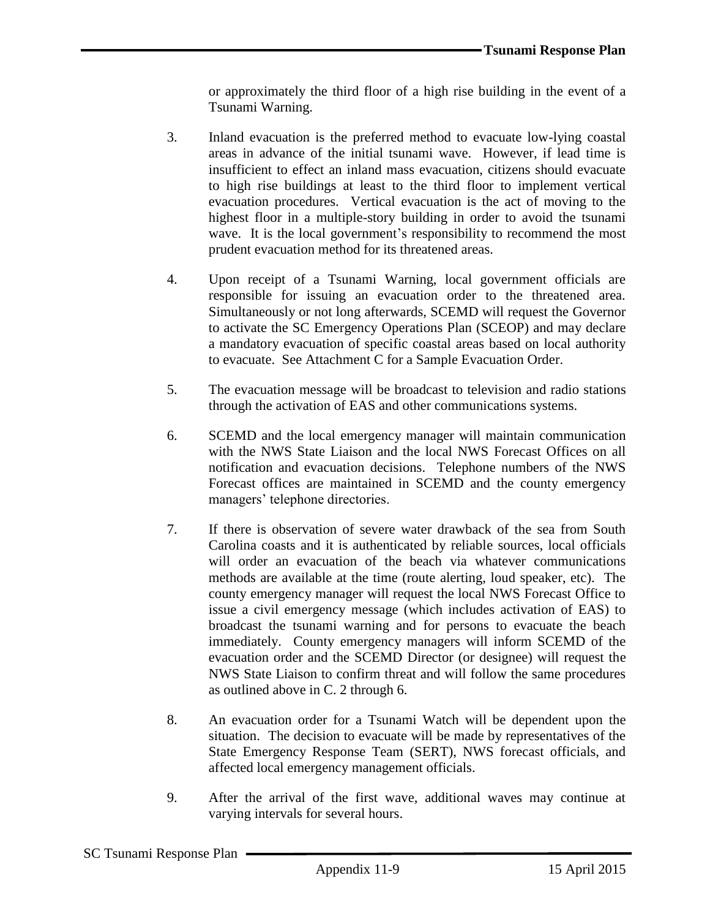or approximately the third floor of a high rise building in the event of a Tsunami Warning.

3. Inland evacuation is the preferred method to evacuate low-lying coastal areas in advance of the initial tsunami wave. However, if lead time is insufficient to effect an inland mass evacuation, citizens should evacuate to high rise buildings at least to the third floor to implement vertical evacuation procedures. Vertical evacuation is the act of moving to the highest floor in a multiple-story building in order to avoid the tsunami wave. It is the local government's responsibility to recommend the most prudent evacuation method for its threatened areas.

4. Upon receipt of a Tsunami Warning, local government officials are responsible for issuing an evacuation order to the threatened area. Simultaneously or not long afterwards, SCEMD will request the Governor to activate the SC Emergency Operations Plan (SCEOP) and may declare a mandatory evacuation of specific coastal areas based on local authority to evacuate. See Attachment C for a Sample Evacuation Order.

5. The evacuation message will be broadcast to television and radio stations through the activation of EAS and other communications systems.

6. SCEMD and the local emergency manager will maintain communication with the NWS State Liaison and the local NWS Forecast Offices on all notification and evacuation decisions. Telephone numbers of the NWS Forecast offices are maintained in SCEMD and the county emergency managers' telephone directories.

7. If there is observation of severe water drawback of the sea from South Carolina coasts and it is authenticated by reliable sources, local officials will order an evacuation of the beach via whatever communications methods are available at the time (route alerting, loud speaker, etc). The county emergency manager will request the local NWS Forecast Office to issue a civil emergency message (which includes activation of EAS) to broadcast the tsunami warning and for persons to evacuate the beach immediately. County emergency managers will inform SCEMD of the evacuation order and the SCEMD Director (or designee) will request the NWS State Liaison to confirm threat and will follow the same procedures as outlined above in C. 2 through 6.

8. An evacuation order for a Tsunami Watch will be dependent upon the situation. The decision to evacuate will be made by representatives of the State Emergency Response Team (SERT), NWS forecast officials, and affected local emergency management officials.

9. After the arrival of the first wave, additional waves may continue at varying intervals for several hours.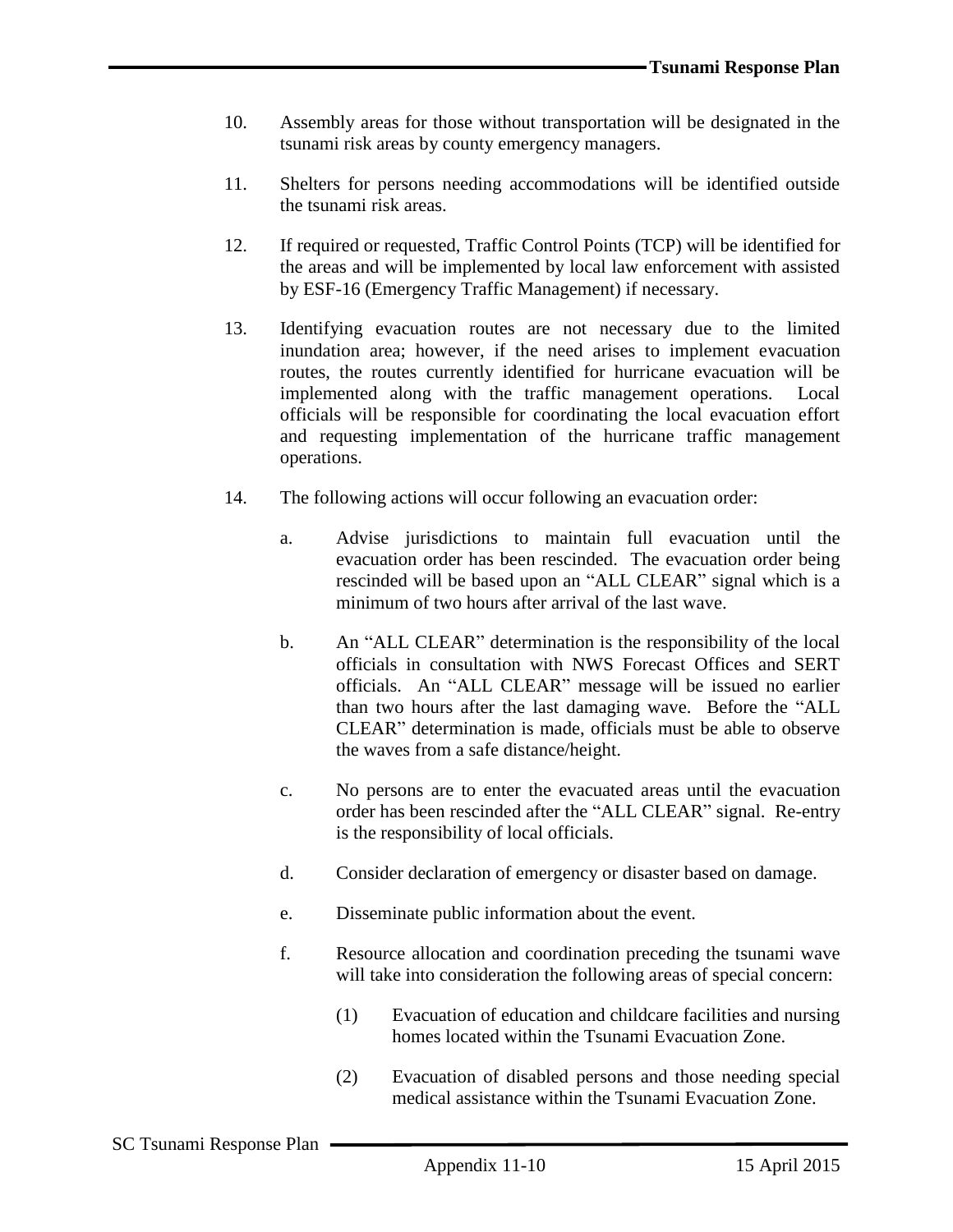10. Assembly areas for those without transportation will be designated in the tsunami risk areas by county emergency managers.

11. Shelters for persons needing accommodations will be identified outside the tsunami risk areas.

12. If required or requested, Traffic Control Points (TCP) will be identified for the areas and will be implemented by local law enforcement with assisted by ESF-16 (Emergency Traffic Management) if necessary.

13. Identifying evacuation routes are not necessary due to the limited inundation area; however, if the need arises to implement evacuation routes, the routes currently identified for hurricane evacuation will be implemented along with the traffic management operations. Local officials will be responsible for coordinating the local evacuation effort and requesting implementation of the hurricane traffic management operations.

14. The following actions will occur following an evacuation order:

    a. Advise jurisdictions to maintain full evacuation until the evacuation order has been rescinded. The evacuation order being rescinded will be based upon an “ALL CLEAR” signal which is a minimum of two hours after arrival of the last wave.

    b. An “ALL CLEAR” determination is the responsibility of the local officials in consultation with NWS Forecast Offices and SERT officials. An “ALL CLEAR” message will be issued no earlier than two hours after the last damaging wave. Before the “ALL CLEAR” determination is made, officials must be able to observe the waves from a safe distance/height.

    c. No persons are to enter the evacuated areas until the evacuation order has been rescinded after the “ALL CLEAR” signal. Re-entry is the responsibility of local officials.

    d. Consider declaration of emergency or disaster based on damage.

    e. Disseminate public information about the event.

    f. Resource allocation and coordination preceding the tsunami wave will take into consideration the following areas of special concern:

        (1) Evacuation of education and childcare facilities and nursing homes located within the Tsunami Evacuation Zone.

        (2) Evacuation of disabled persons and those needing special medical assistance within the Tsunami Evacuation Zone.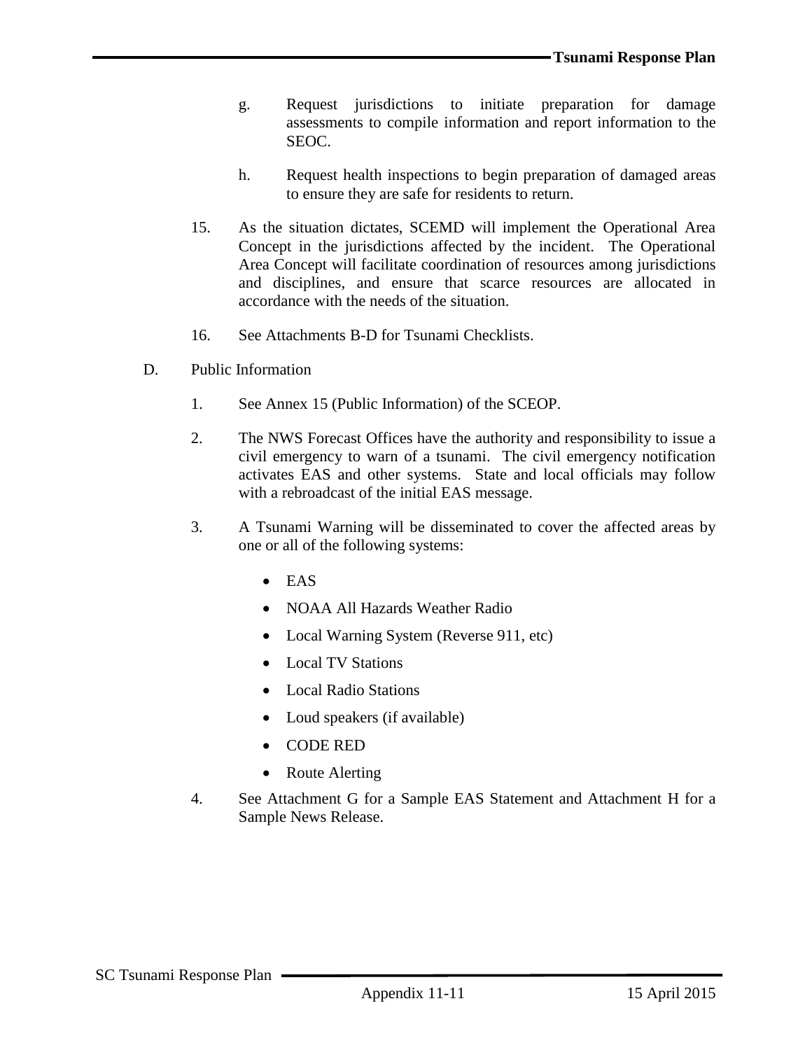g. Request jurisdictions to initiate preparation for damage assessments to compile information and report information to the SEOC.

h. Request health inspections to begin preparation of damaged areas to ensure they are safe for residents to return.

15. As the situation dictates, SCEMD will implement the Operational Area Concept in the jurisdictions affected by the incident. The Operational Area Concept will facilitate coordination of resources among jurisdictions and disciplines, and ensure that scarce resources are allocated in accordance with the needs of the situation.

16. See Attachments B-D for Tsunami Checklists.

D. Public Information

1. See Annex 15 (Public Information) of the SCEOP.

2. The NWS Forecast Offices have the authority and responsibility to issue a civil emergency to warn of a tsunami. The civil emergency notification activates EAS and other systems. State and local officials may follow with a rebroadcast of the initial EAS message.

3. A Tsunami Warning will be disseminated to cover the affected areas by one or all of the following systems:

- EAS
- NOAA All Hazards Weather Radio
- Local Warning System (Reverse 911, etc)
- Local TV Stations
- Local Radio Stations
- Loud speakers (if available)
- CODE RED
- Route Alerting

4. See Attachment G for a Sample EAS Statement and Attachment H for a Sample News Release.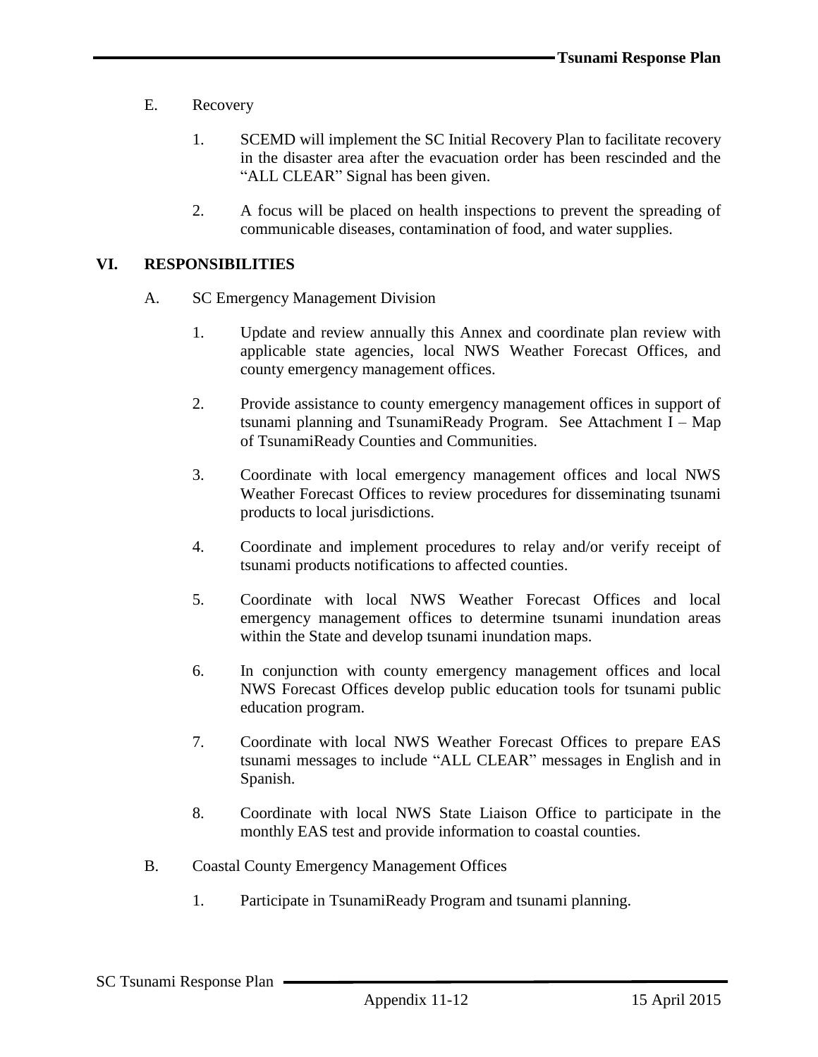E. Recovery

1. SCEMD will implement the SC Initial Recovery Plan to facilitate recovery in the disaster area after the evacuation order has been rescinded and the "ALL CLEAR" Signal has been given.

2. A focus will be placed on health inspections to prevent the spreading of communicable diseases, contamination of food, and water supplies.

## VI. RESPONSIBILITIES

A. SC Emergency Management Division

1. Update and review annually this Annex and coordinate plan review with applicable state agencies, local NWS Weather Forecast Offices, and county emergency management offices.

2. Provide assistance to county emergency management offices in support of tsunami planning and TsunamiReady Program. See Attachment I – Map of TsunamiReady Counties and Communities.

3. Coordinate with local emergency management offices and local NWS Weather Forecast Offices to review procedures for disseminating tsunami products to local jurisdictions.

4. Coordinate and implement procedures to relay and/or verify receipt of tsunami products notifications to affected counties.

5. Coordinate with local NWS Weather Forecast Offices and local emergency management offices to determine tsunami inundation areas within the State and develop tsunami inundation maps.

6. In conjunction with county emergency management offices and local NWS Forecast Offices develop public education tools for tsunami public education program.

7. Coordinate with local NWS Weather Forecast Offices to prepare EAS tsunami messages to include "ALL CLEAR" messages in English and in Spanish.

8. Coordinate with local NWS State Liaison Office to participate in the monthly EAS test and provide information to coastal counties.

B. Coastal County Emergency Management Offices

1. Participate in TsunamiReady Program and tsunami planning.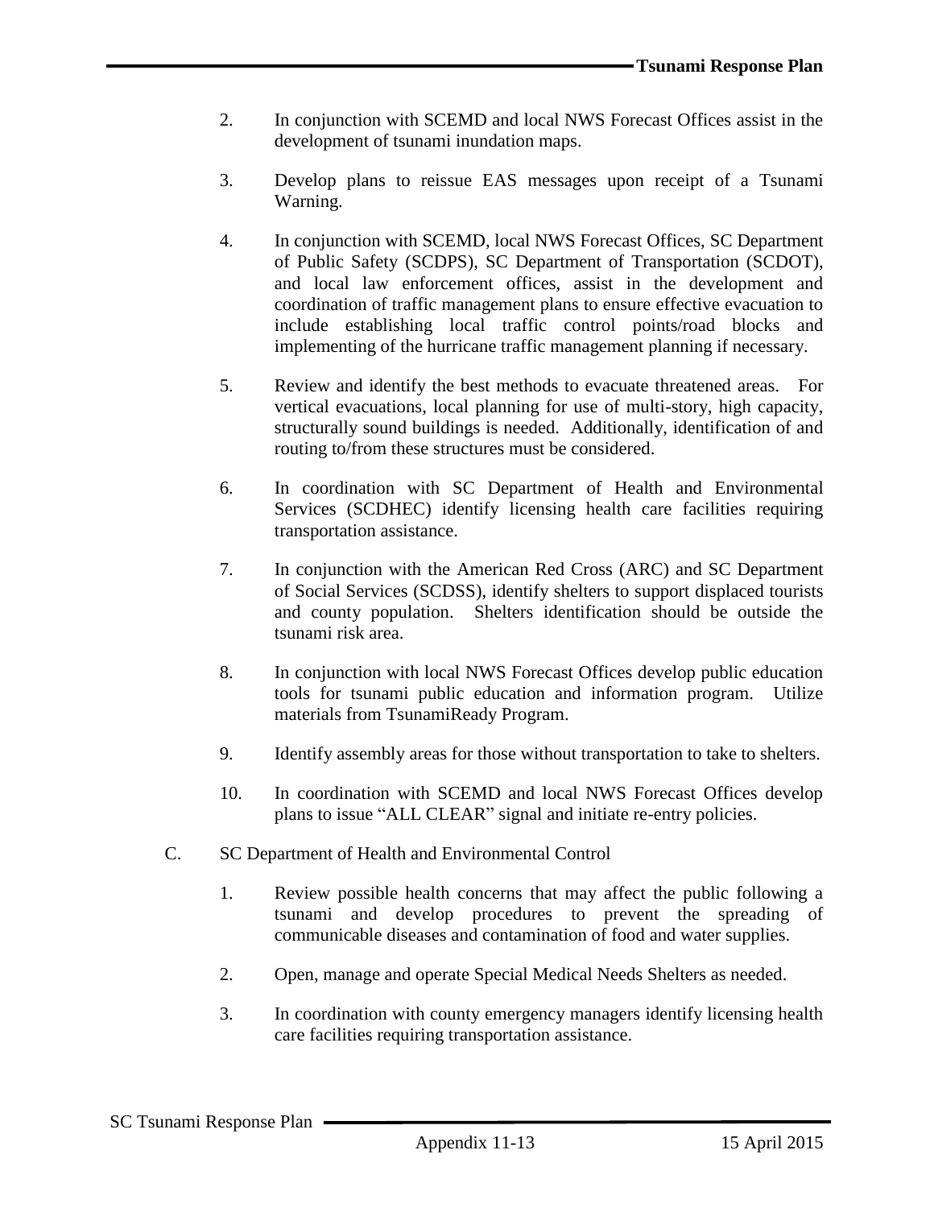2. In conjunction with SCEMD and local NWS Forecast Offices assist in the development of tsunami inundation maps.

3. Develop plans to reissue EAS messages upon receipt of a Tsunami Warning.

4. In conjunction with SCEMD, local NWS Forecast Offices, SC Department of Public Safety (SCDPS), SC Department of Transportation (SCDOT), and local law enforcement offices, assist in the development and coordination of traffic management plans to ensure effective evacuation to include establishing local traffic control points/road blocks and implementing of the hurricane traffic management planning if necessary.

5. Review and identify the best methods to evacuate threatened areas. For vertical evacuations, local planning for use of multi-story, high capacity, structurally sound buildings is needed. Additionally, identification of and routing to/from these structures must be considered.

6. In coordination with SC Department of Health and Environmental Services (SCDHEC) identify licensing health care facilities requiring transportation assistance.

7. In conjunction with the American Red Cross (ARC) and SC Department of Social Services (SCDSS), identify shelters to support displaced tourists and county population. Shelters identification should be outside the tsunami risk area.

8. In conjunction with local NWS Forecast Offices develop public education tools for tsunami public education and information program. Utilize materials from TsunamiReady Program.

9. Identify assembly areas for those without transportation to take to shelters.

10. In coordination with SCEMD and local NWS Forecast Offices develop plans to issue "ALL CLEAR" signal and initiate re-entry policies.

C. SC Department of Health and Environmental Control

1. Review possible health concerns that may affect the public following a tsunami and develop procedures to prevent the spreading of communicable diseases and contamination of food and water supplies.

2. Open, manage and operate Special Medical Needs Shelters as needed.

3. In coordination with county emergency managers identify licensing health care facilities requiring transportation assistance.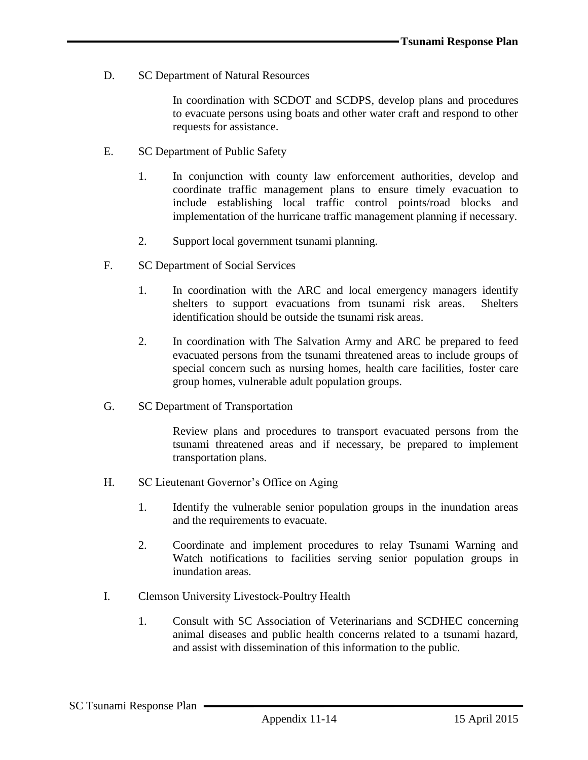D. SC Department of Natural Resources

In coordination with SCDOT and SCDPS, develop plans and procedures to evacuate persons using boats and other water craft and respond to other requests for assistance.

E. SC Department of Public Safety

1. In conjunction with county law enforcement authorities, develop and coordinate traffic management plans to ensure timely evacuation to include establishing local traffic control points/road blocks and implementation of the hurricane traffic management planning if necessary.

2. Support local government tsunami planning.

F. SC Department of Social Services

1. In coordination with the ARC and local emergency managers identify shelters to support evacuations from tsunami risk areas. Shelters identification should be outside the tsunami risk areas.

2. In coordination with The Salvation Army and ARC be prepared to feed evacuated persons from the tsunami threatened areas to include groups of special concern such as nursing homes, health care facilities, foster care group homes, vulnerable adult population groups.

G. SC Department of Transportation

Review plans and procedures to transport evacuated persons from the tsunami threatened areas and if necessary, be prepared to implement transportation plans.

H. SC Lieutenant Governor's Office on Aging

1. Identify the vulnerable senior population groups in the inundation areas and the requirements to evacuate.

2. Coordinate and implement procedures to relay Tsunami Warning and Watch notifications to facilities serving senior population groups in inundation areas.

I. Clemson University Livestock-Poultry Health

1. Consult with SC Association of Veterinarians and SCDHEC concerning animal diseases and public health concerns related to a tsunami hazard, and assist with dissemination of this information to the public.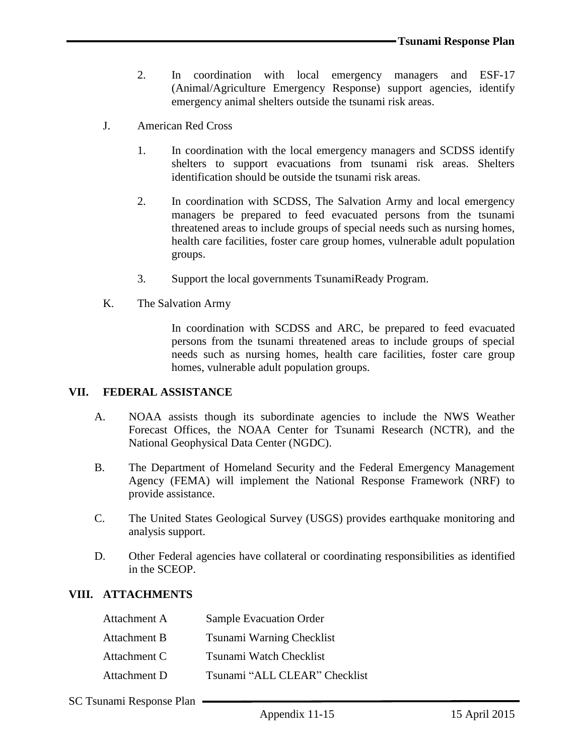2. In coordination with local emergency managers and ESF-17 (Animal/Agriculture Emergency Response) support agencies, identify emergency animal shelters outside the tsunami risk areas.

J. American Red Cross

1. In coordination with the local emergency managers and SCDSS identify shelters to support evacuations from tsunami risk areas. Shelters identification should be outside the tsunami risk areas.

2. In coordination with SCDSS, The Salvation Army and local emergency managers be prepared to feed evacuated persons from the tsunami threatened areas to include groups of special needs such as nursing homes, health care facilities, foster care group homes, vulnerable adult population groups.

3. Support the local governments TsunamiReady Program.

K. The Salvation Army

In coordination with SCDSS and ARC, be prepared to feed evacuated persons from the tsunami threatened areas to include groups of special needs such as nursing homes, health care facilities, foster care group homes, vulnerable adult population groups.

## VII. FEDERAL ASSISTANCE

A. NOAA assists though its subordinate agencies to include the NWS Weather Forecast Offices, the NOAA Center for Tsunami Research (NCTR), and the National Geophysical Data Center (NGDC).

B. The Department of Homeland Security and the Federal Emergency Management Agency (FEMA) will implement the National Response Framework (NRF) to provide assistance.

C. The United States Geological Survey (USGS) provides earthquake monitoring and analysis support.

D. Other Federal agencies have collateral or coordinating responsibilities as identified in the SCEOP.

## VIII. ATTACHMENTS

| | |
|---|---|
| Attachment A | Sample Evacuation Order |
| Attachment B | Tsunami Warning Checklist |
| Attachment C | Tsunami Watch Checklist |
| Attachment D | Tsunami "ALL CLEAR" Checklist |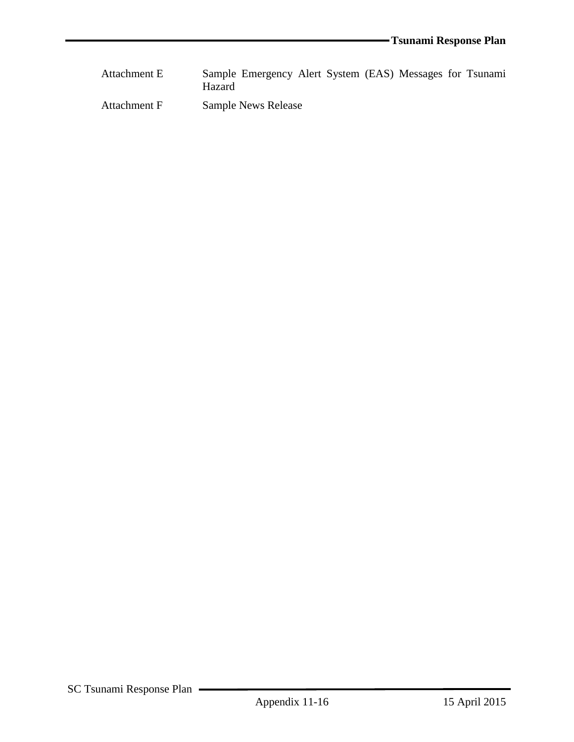| | |
|---|---|
| Attachment E | Sample Emergency Alert System (EAS) Messages for Tsunami Hazard |
| Attachment F | Sample News Release |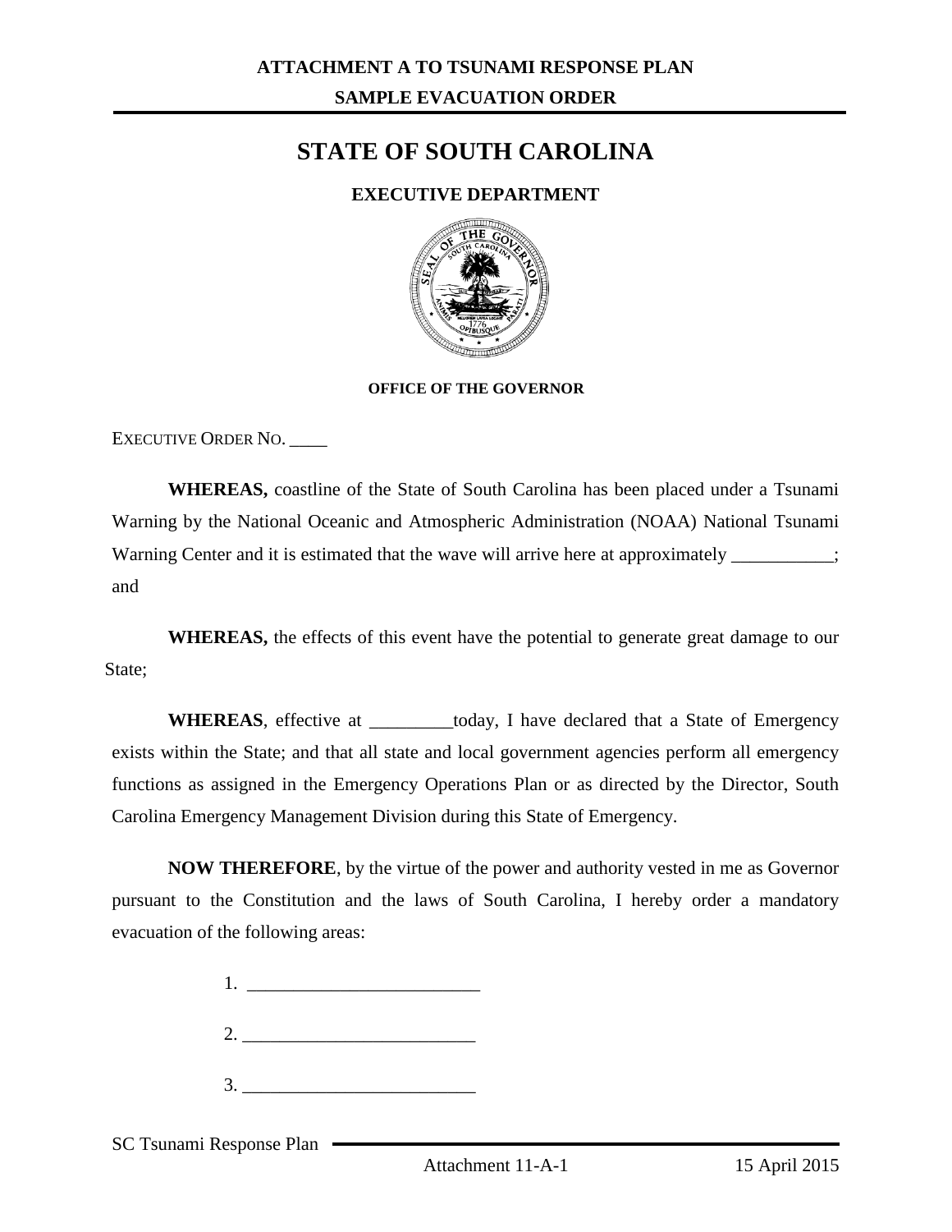**ATTACHMENT A TO TSUNAMI RESPONSE PLAN**

**SAMPLE EVACUATION ORDER**

# STATE OF SOUTH CAROLINA

**EXECUTIVE DEPARTMENT**

**OFFICE OF THE GOVERNOR**

EXECUTIVE ORDER NO. ____

**WHEREAS,** coastline of the State of South Carolina has been placed under a Tsunami Warning by the National Oceanic and Atmospheric Administration (NOAA) National Tsunami Warning Center and it is estimated that the wave will arrive here at approximately ___________; and

**WHEREAS,** the effects of this event have the potential to generate great damage to our State;

**WHEREAS**, effective at _________today, I have declared that a State of Emergency exists within the State; and that all state and local government agencies perform all emergency functions as assigned in the Emergency Operations Plan or as directed by the Director, South Carolina Emergency Management Division during this State of Emergency.

**NOW THEREFORE**, by the virtue of the power and authority vested in me as Governor pursuant to the Constitution and the laws of South Carolina, I hereby order a mandatory evacuation of the following areas:

1. _________________________
2. _________________________
3. _________________________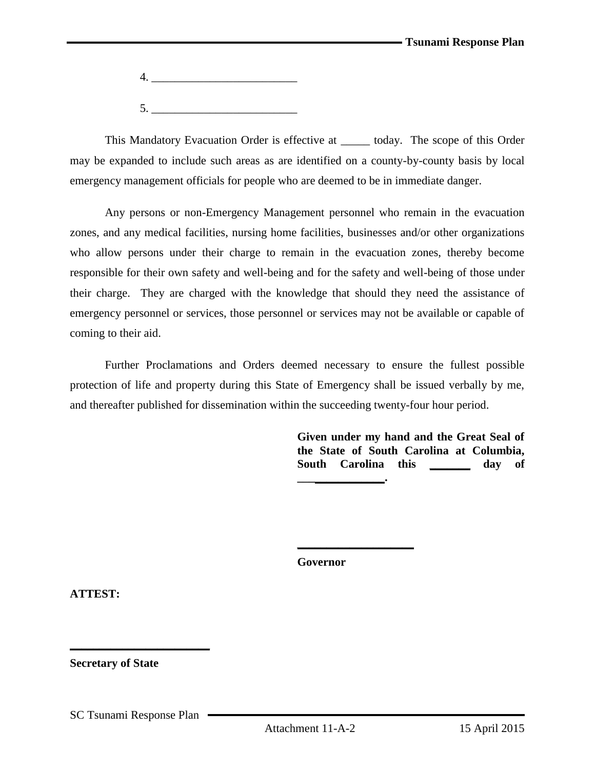4. _________________________

5. _________________________

This Mandatory Evacuation Order is effective at _____ today. The scope of this Order may be expanded to include such areas as are identified on a county-by-county basis by local emergency management officials for people who are deemed to be in immediate danger.

Any persons or non-Emergency Management personnel who remain in the evacuation zones, and any medical facilities, nursing home facilities, businesses and/or other organizations who allow persons under their charge to remain in the evacuation zones, thereby become responsible for their own safety and well-being and for the safety and well-being of those under their charge. They are charged with the knowledge that should they need the assistance of emergency personnel or services, those personnel or services may not be available or capable of coming to their aid.

Further Proclamations and Orders deemed necessary to ensure the fullest possible protection of life and property during this State of Emergency shall be issued verbally by me, and thereafter published for dissemination within the succeeding twenty-four hour period.

**Given under my hand and the Great Seal of the State of South Carolina at Columbia, South Carolina this _______ day of _______________.**

____________________

**Governor**

**ATTEST:**

________________________

**Secretary of State**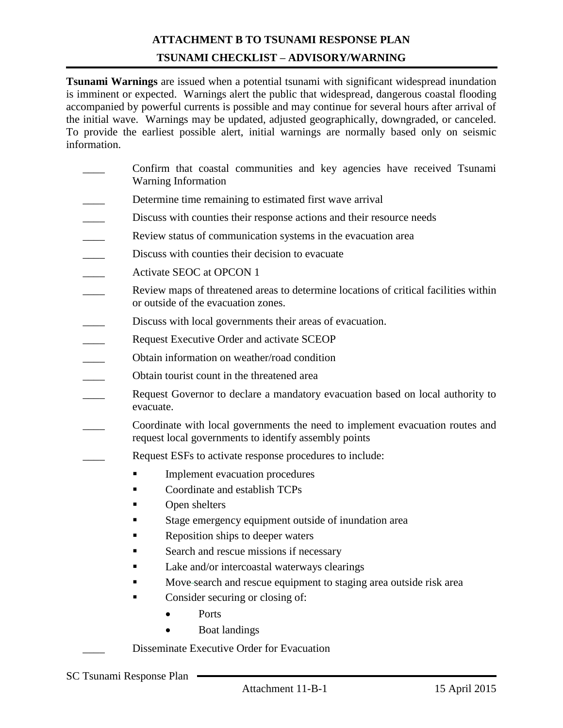# ATTACHMENT B TO TSUNAMI RESPONSE PLAN

## TSUNAMI CHECKLIST – ADVISORY/WARNING

**Tsunami Warnings** are issued when a potential tsunami with significant widespread inundation is imminent or expected. Warnings alert the public that widespread, dangerous coastal flooding accompanied by powerful currents is possible and may continue for several hours after arrival of the initial wave. Warnings may be updated, adjusted geographically, downgraded, or canceled. To provide the earliest possible alert, initial warnings are normally based only on seismic information.

____ Confirm that coastal communities and key agencies have received Tsunami Warning Information

____ Determine time remaining to estimated first wave arrival

____ Discuss with counties their response actions and their resource needs

____ Review status of communication systems in the evacuation area

____ Discuss with counties their decision to evacuate

____ Activate SEOC at OPCON 1

____ Review maps of threatened areas to determine locations of critical facilities within or outside of the evacuation zones.

____ Discuss with local governments their areas of evacuation.

____ Request Executive Order and activate SCEOP

____ Obtain information on weather/road condition

____ Obtain tourist count in the threatened area

____ Request Governor to declare a mandatory evacuation based on local authority to evacuate.

____ Coordinate with local governments the need to implement evacuation routes and request local governments to identify assembly points

____ Request ESFs to activate response procedures to include:

- Implement evacuation procedures
- Coordinate and establish TCPs
- Open shelters
- Stage emergency equipment outside of inundation area
- Reposition ships to deeper waters
- Search and rescue missions if necessary
- Lake and/or intercoastal waterways clearings
- Move search and rescue equipment to staging area outside risk area
- Consider securing or closing of:
  - Ports
  - Boat landings

____ Disseminate Executive Order for Evacuation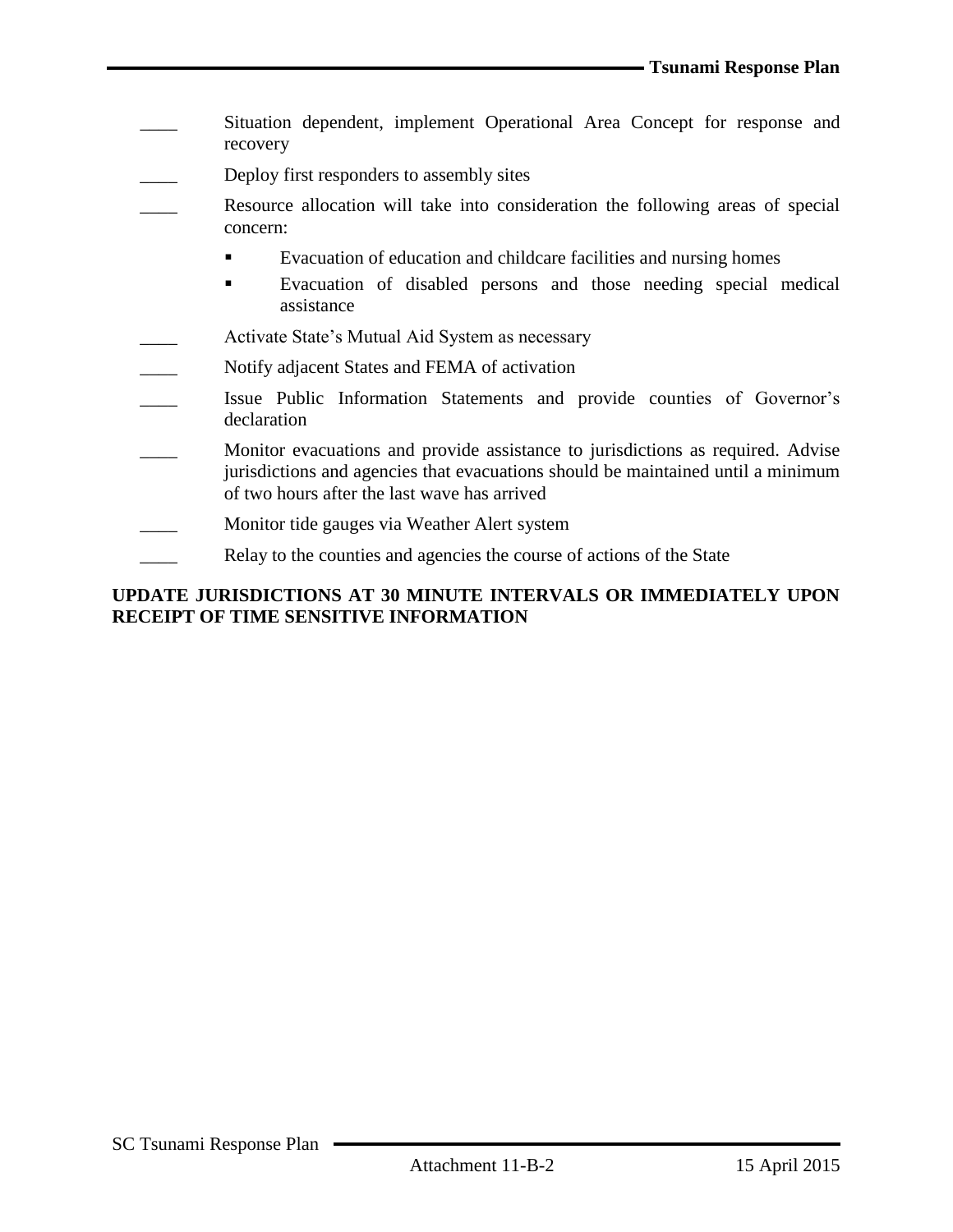- ____ Situation dependent, implement Operational Area Concept for response and recovery
- ____ Deploy first responders to assembly sites
- ____ Resource allocation will take into consideration the following areas of special concern:
  - Evacuation of education and childcare facilities and nursing homes
  - Evacuation of disabled persons and those needing special medical assistance
- ____ Activate State's Mutual Aid System as necessary
- ____ Notify adjacent States and FEMA of activation
- ____ Issue Public Information Statements and provide counties of Governor's declaration
- ____ Monitor evacuations and provide assistance to jurisdictions as required. Advise jurisdictions and agencies that evacuations should be maintained until a minimum of two hours after the last wave has arrived
- ____ Monitor tide gauges via Weather Alert system
- ____ Relay to the counties and agencies the course of actions of the State

**UPDATE JURISDICTIONS AT 30 MINUTE INTERVALS OR IMMEDIATELY UPON RECEIPT OF TIME SENSITIVE INFORMATION**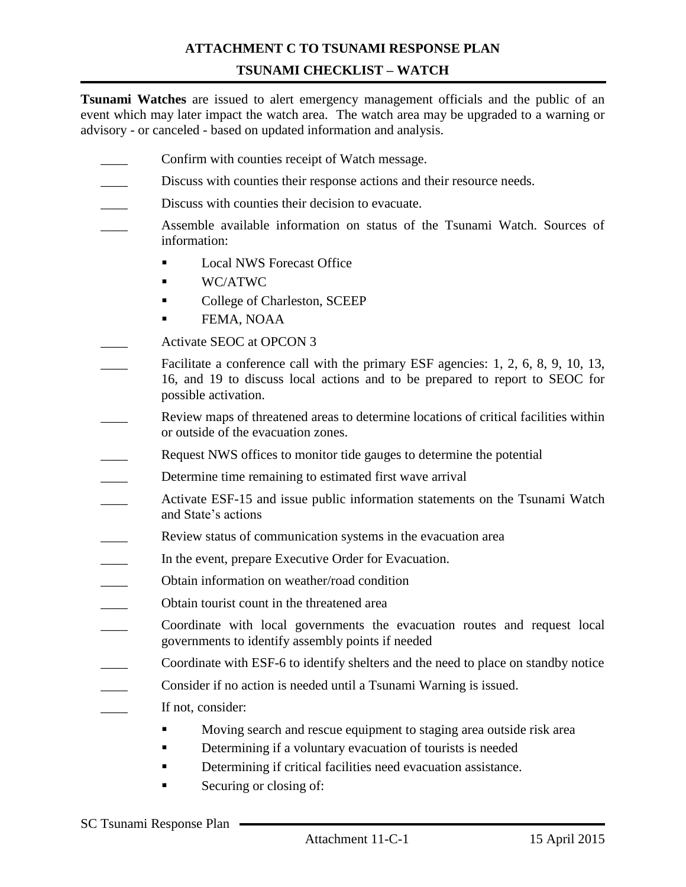## ATTACHMENT C TO TSUNAMI RESPONSE PLAN

## TSUNAMI CHECKLIST – WATCH

**Tsunami Watches** are issued to alert emergency management officials and the public of an event which may later impact the watch area. The watch area may be upgraded to a warning or advisory - or canceled - based on updated information and analysis.

- ____ Confirm with counties receipt of Watch message.
- ____ Discuss with counties their response actions and their resource needs.
- ____ Discuss with counties their decision to evacuate.
- ____ Assemble available information on status of the Tsunami Watch. Sources of information:
  - Local NWS Forecast Office
  - WC/ATWC
  - College of Charleston, SCEEP
  - FEMA, NOAA
- ____ Activate SEOC at OPCON 3
- ____ Facilitate a conference call with the primary ESF agencies: 1, 2, 6, 8, 9, 10, 13, 16, and 19 to discuss local actions and to be prepared to report to SEOC for possible activation.
- ____ Review maps of threatened areas to determine locations of critical facilities within or outside of the evacuation zones.
- ____ Request NWS offices to monitor tide gauges to determine the potential
- ____ Determine time remaining to estimated first wave arrival
- ____ Activate ESF-15 and issue public information statements on the Tsunami Watch and State's actions
- ____ Review status of communication systems in the evacuation area
- ____ In the event, prepare Executive Order for Evacuation.
- ____ Obtain information on weather/road condition
- ____ Obtain tourist count in the threatened area
- ____ Coordinate with local governments the evacuation routes and request local governments to identify assembly points if needed
- ____ Coordinate with ESF-6 to identify shelters and the need to place on standby notice
- ____ Consider if no action is needed until a Tsunami Warning is issued.
- ____ If not, consider:
  - Moving search and rescue equipment to staging area outside risk area
  - Determining if a voluntary evacuation of tourists is needed
  - Determining if critical facilities need evacuation assistance.
  - Securing or closing of: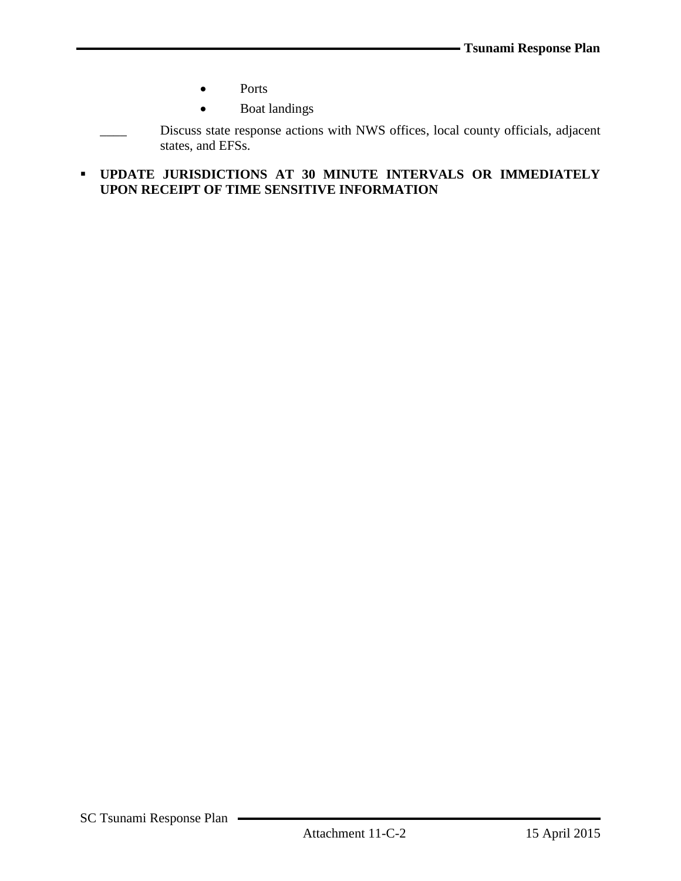- Ports
- Boat landings

____ Discuss state response actions with NWS offices, local county officials, adjacent states, and EFSs.

- **UPDATE JURISDICTIONS AT 30 MINUTE INTERVALS OR IMMEDIATELY UPON RECEIPT OF TIME SENSITIVE INFORMATION**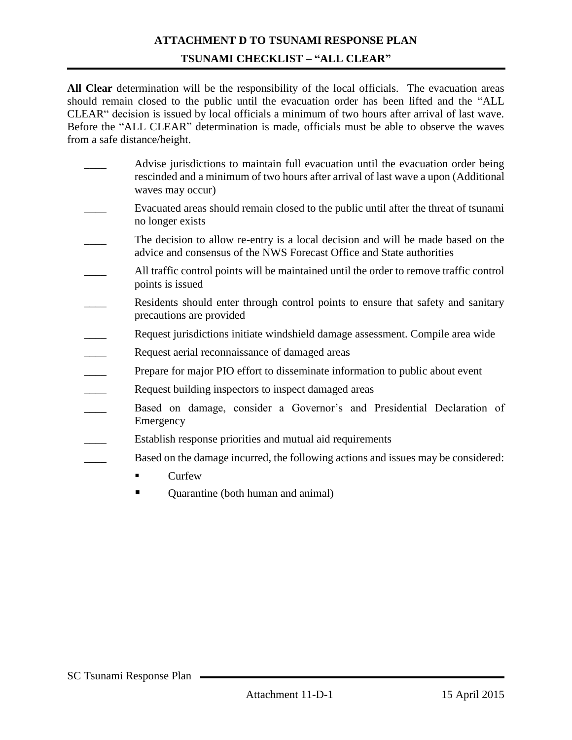## ATTACHMENT D TO TSUNAMI RESPONSE PLAN

## TSUNAMI CHECKLIST – "ALL CLEAR"

**All Clear** determination will be the responsibility of the local officials. The evacuation areas should remain closed to the public until the evacuation order has been lifted and the "ALL CLEAR" decision is issued by local officials a minimum of two hours after arrival of last wave. Before the "ALL CLEAR" determination is made, officials must be able to observe the waves from a safe distance/height.

- ____ Advise jurisdictions to maintain full evacuation until the evacuation order being rescinded and a minimum of two hours after arrival of last wave a upon (Additional waves may occur)
- ____ Evacuated areas should remain closed to the public until after the threat of tsunami no longer exists
- ____ The decision to allow re-entry is a local decision and will be made based on the advice and consensus of the NWS Forecast Office and State authorities
- ____ All traffic control points will be maintained until the order to remove traffic control points is issued
- ____ Residents should enter through control points to ensure that safety and sanitary precautions are provided
- ____ Request jurisdictions initiate windshield damage assessment. Compile area wide
- ____ Request aerial reconnaissance of damaged areas
- ____ Prepare for major PIO effort to disseminate information to public about event
- ____ Request building inspectors to inspect damaged areas
- ____ Based on damage, consider a Governor's and Presidential Declaration of Emergency
- ____ Establish response priorities and mutual aid requirements
- ____ Based on the damage incurred, the following actions and issues may be considered:
  - Curfew
  - Quarantine (both human and animal)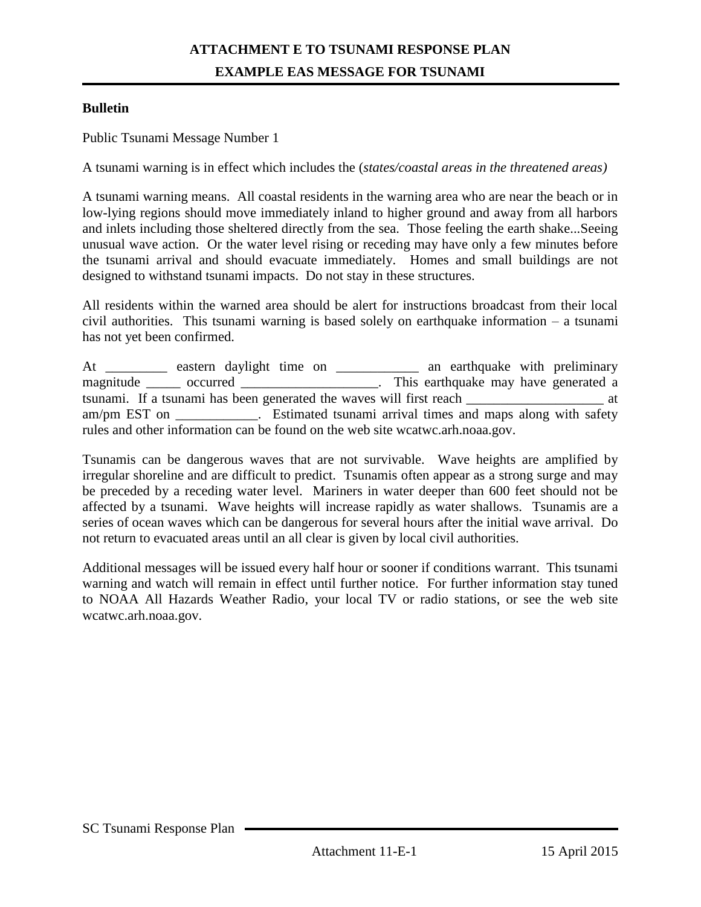# ATTACHMENT E TO TSUNAMI RESPONSE PLAN

## EXAMPLE EAS MESSAGE FOR TSUNAMI

**Bulletin**

Public Tsunami Message Number 1

A tsunami warning is in effect which includes the (*states/coastal areas in the threatened areas)*

A tsunami warning means. All coastal residents in the warning area who are near the beach or in low-lying regions should move immediately inland to higher ground and away from all harbors and inlets including those sheltered directly from the sea. Those feeling the earth shake...Seeing unusual wave action. Or the water level rising or receding may have only a few minutes before the tsunami arrival and should evacuate immediately. Homes and small buildings are not designed to withstand tsunami impacts. Do not stay in these structures.

All residents within the warned area should be alert for instructions broadcast from their local civil authorities. This tsunami warning is based solely on earthquake information – a tsunami has not yet been confirmed.

At _________ eastern daylight time on ____________ an earthquake with preliminary magnitude _____ occurred ____________________. This earthquake may have generated a tsunami. If a tsunami has been generated the waves will first reach ____________________ at am/pm EST on ____________. Estimated tsunami arrival times and maps along with safety rules and other information can be found on the web site wcatwc.arh.noaa.gov.

Tsunamis can be dangerous waves that are not survivable. Wave heights are amplified by irregular shoreline and are difficult to predict. Tsunamis often appear as a strong surge and may be preceded by a receding water level. Mariners in water deeper than 600 feet should not be affected by a tsunami. Wave heights will increase rapidly as water shallows. Tsunamis are a series of ocean waves which can be dangerous for several hours after the initial wave arrival. Do not return to evacuated areas until an all clear is given by local civil authorities.

Additional messages will be issued every half hour or sooner if conditions warrant. This tsunami warning and watch will remain in effect until further notice. For further information stay tuned to NOAA All Hazards Weather Radio, your local TV or radio stations, or see the web site wcatwc.arh.noaa.gov.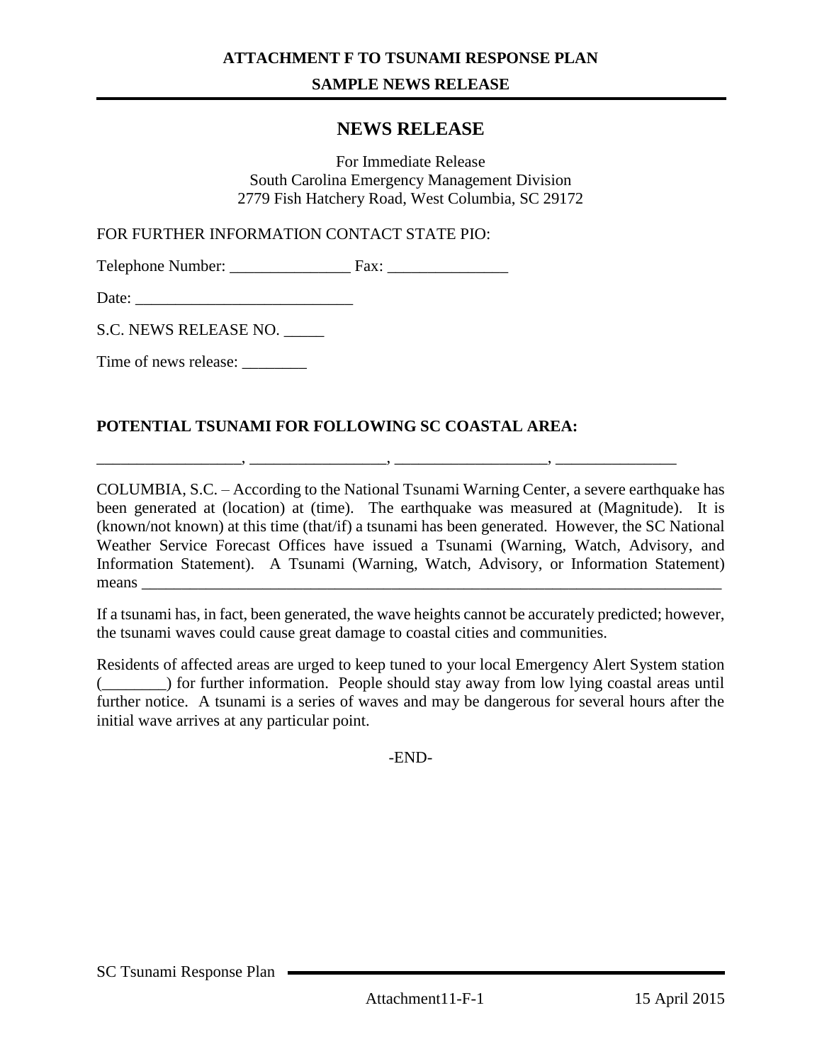**ATTACHMENT F TO TSUNAMI RESPONSE PLAN**

**SAMPLE NEWS RELEASE**

## NEWS RELEASE

For Immediate Release
South Carolina Emergency Management Division
2779 Fish Hatchery Road, West Columbia, SC 29172

FOR FURTHER INFORMATION CONTACT STATE PIO:

Telephone Number: _______________ Fax: _______________

Date: ___________________________

S.C. NEWS RELEASE NO. _____

Time of news release: ________

**POTENTIAL TSUNAMI FOR FOLLOWING SC COASTAL AREA:**

__________________, _________________, ___________________, _______________

COLUMBIA, S.C. – According to the National Tsunami Warning Center, a severe earthquake has been generated at (location) at (time). The earthquake was measured at (Magnitude). It is (known/not known) at this time (that/if) a tsunami has been generated. However, the SC National Weather Service Forecast Offices have issued a Tsunami (Warning, Watch, Advisory, and Information Statement). A Tsunami (Warning, Watch, Advisory, or Information Statement) means ___________________________________________________________________________

If a tsunami has, in fact, been generated, the wave heights cannot be accurately predicted; however, the tsunami waves could cause great damage to coastal cities and communities.

Residents of affected areas are urged to keep tuned to your local Emergency Alert System station (________) for further information. People should stay away from low lying coastal areas until further notice. A tsunami is a series of waves and may be dangerous for several hours after the initial wave arrives at any particular point.

-END-